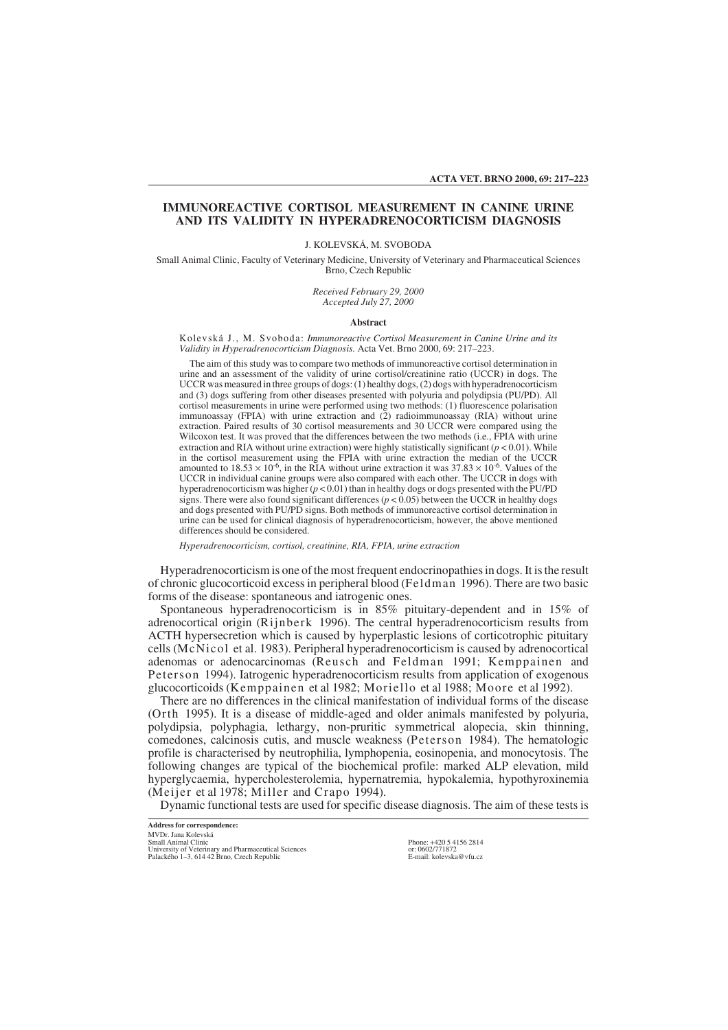# IMMUNOREACTIVE CORTISOL MEASUREMENT IN CANINE URINE AND ITS VALIDITY IN HYPERADRENOCORTICISM DIAGNOSIS

J. KOLEVSKÁ, M. SVOBODA

Small Animal Clinic, Faculty of Veterinary Medicine, University of Veterinary and Pharmaceutical Sciences Brno, Czech Republic

*Received February 29, 2000*
*Accepted July 27, 2000*

## Abstract

Kolevská J., M. Svoboda: *Immunoreactive Cortisol Measurement in Canine Urine and its Validity in Hyperadrenocorticism Diagnosis.* Acta Vet. Brno 2000, 69: 217–223.

The aim of this study was to compare two methods of immunoreactive cortisol determination in urine and an assessment of the validity of urine cortisol/creatinine ratio (UCCR) in dogs. The UCCR was measured in three groups of dogs: (1) healthy dogs, (2) dogs with hyperadrenocorticism and (3) dogs suffering from other diseases presented with polyuria and polydipsia (PU/PD). All cortisol measurements in urine were performed using two methods: (1) fluorescence polarisation immunoassay (FPIA) with urine extraction and (2) radioimmunoassay (RIA) without urine extraction. Paired results of 30 cortisol measurements and 30 UCCR were compared using the Wilcoxon test. It was proved that the differences between the two methods (i.e., FPIA with urine extraction and RIA without urine extraction) were highly statistically significant ($p < 0.01$). While in the cortisol measurement using the FPIA with urine extraction the median of the UCCR amounted to $18.53 \times 10^{-6}$, in the RIA without urine extraction it was $37.83 \times 10^{-6}$. Values of the UCCR in individual canine groups were also compared with each other. The UCCR in dogs with hyperadrenocorticism was higher ($p < 0.01$) than in healthy dogs or dogs presented with the PU/PD signs. There were also found significant differences ($p < 0.05$) between the UCCR in healthy dogs and dogs presented with PU/PD signs. Both methods of immunoreactive cortisol determination in urine can be used for clinical diagnosis of hyperadrenocorticism, however, the above mentioned differences should be considered.

*Hyperadrenocorticism, cortisol, creatinine, RIA, FPIA, urine extraction*

Hyperadrenocorticism is one of the most frequent endocrinopathies in dogs. It is the result of chronic glucocorticoid excess in peripheral blood (Feldman 1996). There are two basic forms of the disease: spontaneous and iatrogenic ones.

Spontaneous hyperadrenocorticism is in 85% pituitary-dependent and in 15% of adrenocortical origin (Rijnberk 1996). The central hyperadrenocorticism results from ACTH hypersecretion which is caused by hyperplastic lesions of corticotrophic pituitary cells (McNicol et al. 1983). Peripheral hyperadrenocorticism is caused by adrenocortical adenomas or adenocarcinomas (Reusch and Feldman 1991; Kemppainen and Peterson 1994). Iatrogenic hyperadrenocorticism results from application of exogenous glucocorticoids (Kemppainen et al 1982; Moriello et al 1988; Moore et al 1992).

There are no differences in the clinical manifestation of individual forms of the disease (Orth 1995). It is a disease of middle-aged and older animals manifested by polyuria, polydipsia, polyphagia, lethargy, non-pruritic symmetrical alopecia, skin thinning, comedones, calcinosis cutis, and muscle weakness (Peterson 1984). The hematologic profile is characterised by neutrophilia, lymphopenia, eosinopenia, and monocytosis. The following changes are typical of the biochemical profile: marked ALP elevation, mild hyperglycaemia, hypercholesterolemia, hypernatremia, hypokalemia, hypothyroxinemia (Meijer et al 1978; Miller and Crapo 1994).

Dynamic functional tests are used for specific disease diagnosis. The aim of these tests is

**Address for correspondence:**
MVDr. Jana Kolevská
Small Animal Clinic
University of Veterinary and Pharmaceutical Sciences
Palackého 1–3, 614 42 Brno, Czech Republic

Phone: +420 5 4156 2814
or: 0602/771872
E-mail: kolevska@vfu.cz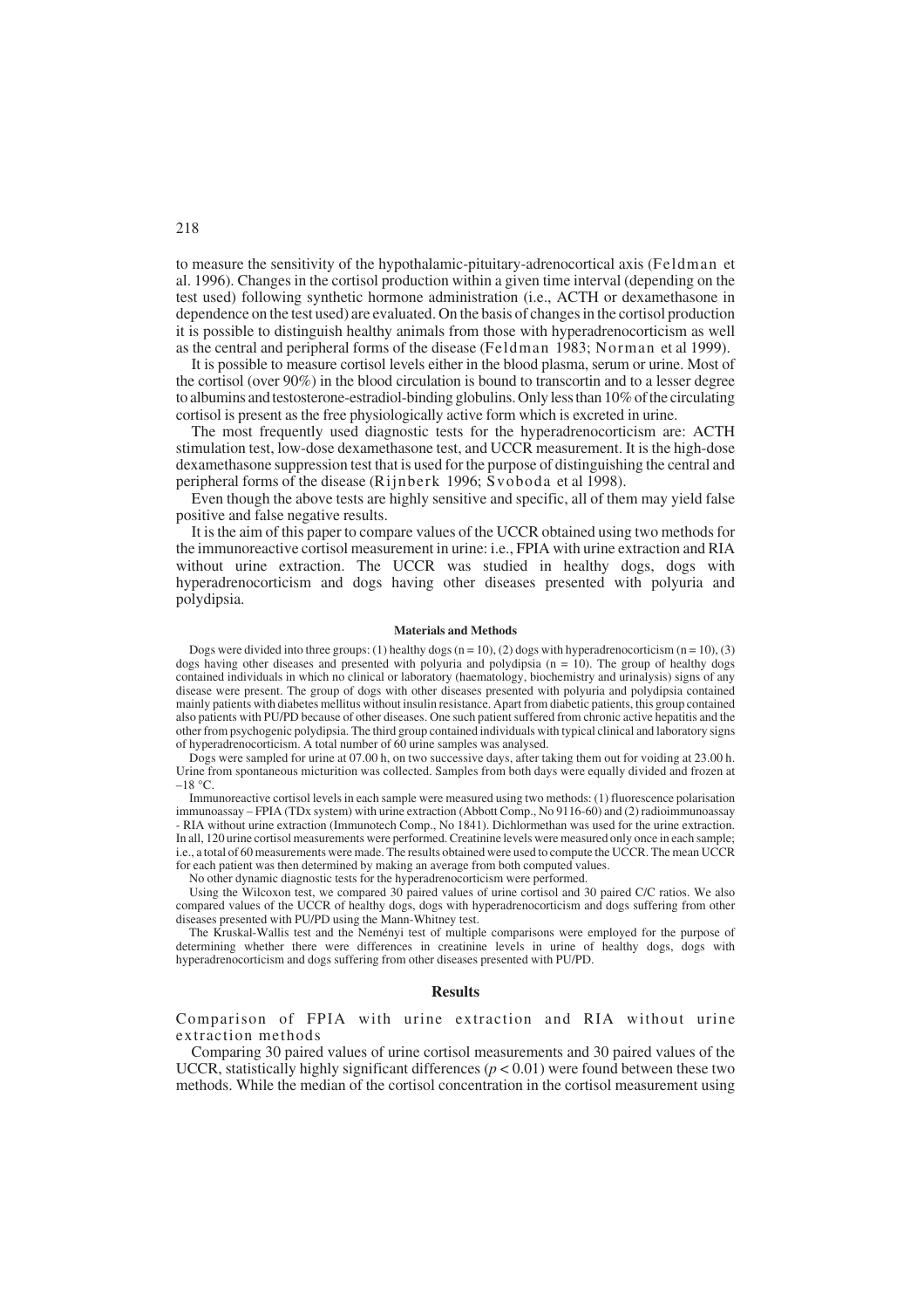to measure the sensitivity of the hypothalamic-pituitary-adrenocortical axis (Feldman et al. 1996). Changes in the cortisol production within a given time interval (depending on the test used) following synthetic hormone administration (i.e., ACTH or dexamethasone in dependence on the test used) are evaluated. On the basis of changes in the cortisol production it is possible to distinguish healthy animals from those with hyperadrenocorticism as well as the central and peripheral forms of the disease (Feldman 1983; Norman et al 1999).

It is possible to measure cortisol levels either in the blood plasma, serum or urine. Most of the cortisol (over 90%) in the blood circulation is bound to transcortin and to a lesser degree to albumins and testosterone-estradiol-binding globulins. Only less than 10% of the circulating cortisol is present as the free physiologically active form which is excreted in urine.

The most frequently used diagnostic tests for the hyperadrenocorticism are: ACTH stimulation test, low-dose dexamethasone test, and UCCR measurement. It is the high-dose dexamethasone suppression test that is used for the purpose of distinguishing the central and peripheral forms of the disease (Rijnberk 1996; Svoboda et al 1998).

Even though the above tests are highly sensitive and specific, all of them may yield false positive and false negative results.

It is the aim of this paper to compare values of the UCCR obtained using two methods for the immunoreactive cortisol measurement in urine: i.e., FPIA with urine extraction and RIA without urine extraction. The UCCR was studied in healthy dogs, dogs with hyperadrenocorticism and dogs having other diseases presented with polyuria and polydipsia.

## Materials and Methods

Dogs were divided into three groups: (1) healthy dogs (n = 10), (2) dogs with hyperadrenocorticism (n = 10), (3) dogs having other diseases and presented with polyuria and polydipsia (n = 10). The group of healthy dogs contained individuals in which no clinical or laboratory (haematology, biochemistry and urinalysis) signs of any disease were present. The group of dogs with other diseases presented with polyuria and polydipsia contained mainly patients with diabetes mellitus without insulin resistance. Apart from diabetic patients, this group contained also patients with PU/PD because of other diseases. One such patient suffered from chronic active hepatitis and the other from psychogenic polydipsia. The third group contained individuals with typical clinical and laboratory signs of hyperadrenocorticism. A total number of 60 urine samples was analysed.

Dogs were sampled for urine at 07.00 h, on two successive days, after taking them out for voiding at 23.00 h. Urine from spontaneous micturition was collected. Samples from both days were equally divided and frozen at –18 °C.

Immunoreactive cortisol levels in each sample were measured using two methods: (1) fluorescence polarisation immunoassay – FPIA (TDx system) with urine extraction (Abbott Comp., No 9116-60) and (2) radioimmunoassay - RIA without urine extraction (Immunotech Comp., No 1841). Dichlormethan was used for the urine extraction. In all, 120 urine cortisol measurements were performed. Creatinine levels were measured only once in each sample; i.e., a total of 60 measurements were made. The results obtained were used to compute the UCCR. The mean UCCR for each patient was then determined by making an average from both computed values.

No other dynamic diagnostic tests for the hyperadrenocorticism were performed.

Using the Wilcoxon test, we compared 30 paired values of urine cortisol and 30 paired C/C ratios. We also compared values of the UCCR of healthy dogs, dogs with hyperadrenocorticism and dogs suffering from other diseases presented with PU/PD using the Mann-Whitney test.

The Kruskal-Wallis test and the Neményi test of multiple comparisons were employed for the purpose of determining whether there were differences in creatinine levels in urine of healthy dogs, dogs with hyperadrenocorticism and dogs suffering from other diseases presented with PU/PD.

## Results

### Comparison of FPIA with urine extraction and RIA without urine extraction methods

Comparing 30 paired values of urine cortisol measurements and 30 paired values of the UCCR, statistically highly significant differences ($p < 0.01$) were found between these two methods. While the median of the cortisol concentration in the cortisol measurement using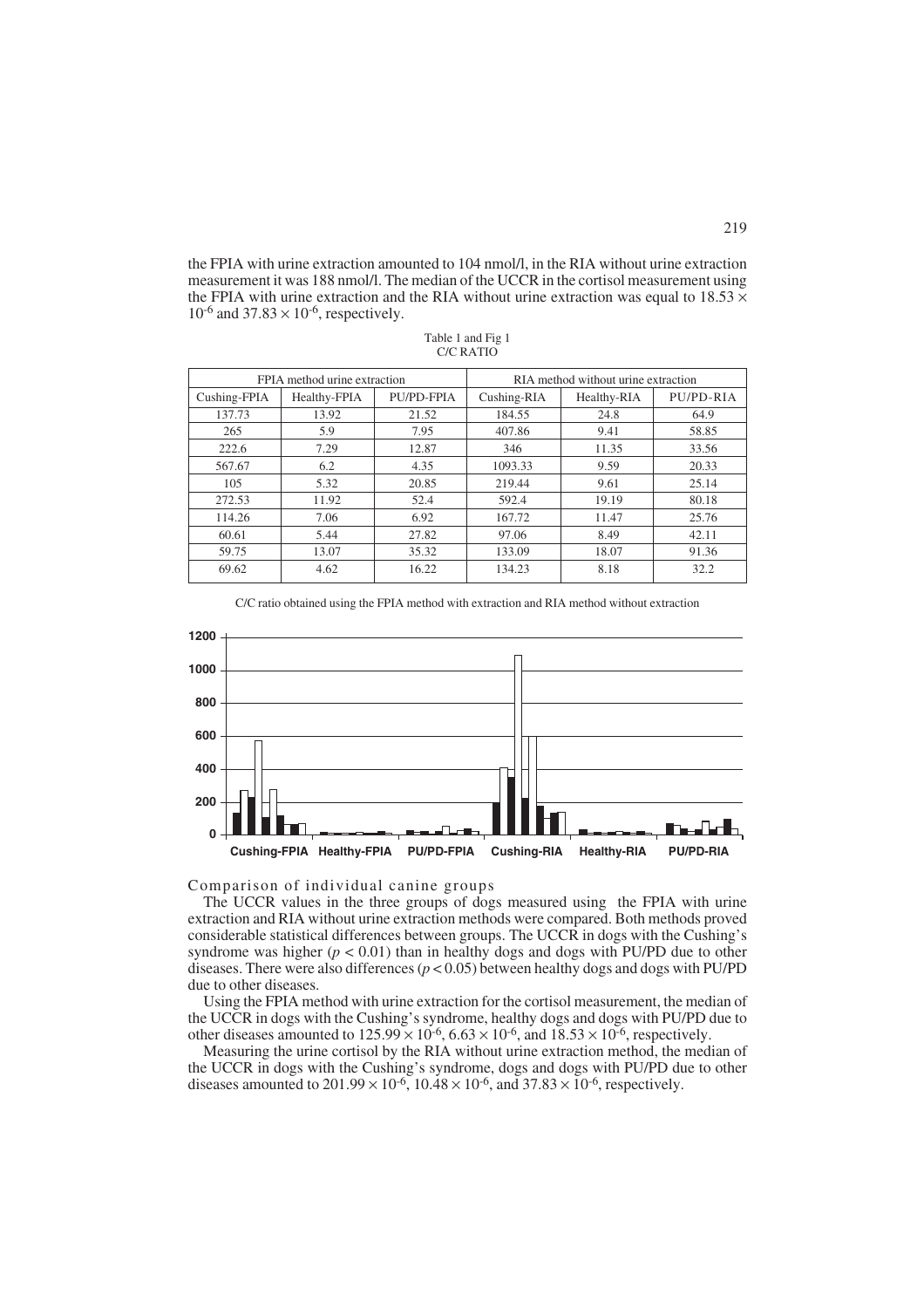the FPIA with urine extraction amounted to 104 nmol/l, in the RIA without urine extraction measurement it was 188 nmol/l. The median of the UCCR in the cortisol measurement using the FPIA with urine extraction and the RIA without urine extraction was equal to $18.53 \times 10^{-6}$ and $37.83 \times 10^{-6}$, respectively.

Table 1 and Fig 1
C/C RATIO

| FPIA method urine extraction | | | RIA method without urine extraction | | |
|---|---|---|---|---|---|
| Cushing-FPIA | Healthy-FPIA | PU/PD-FPIA | Cushing-RIA | Healthy-RIA | PU/PD-RIA |
| 137.73 | 13.92 | 21.52 | 184.55 | 24.8 | 64.9 |
| 265 | 5.9 | 7.95 | 407.86 | 9.41 | 58.85 |
| 222.6 | 7.29 | 12.87 | 346 | 11.35 | 33.56 |
| 567.67 | 6.2 | 4.35 | 1093.33 | 9.59 | 20.33 |
| 105 | 5.32 | 20.85 | 219.44 | 9.61 | 25.14 |
| 272.53 | 11.92 | 52.4 | 592.4 | 19.19 | 80.18 |
| 114.26 | 7.06 | 6.92 | 167.72 | 11.47 | 25.76 |
| 60.61 | 5.44 | 27.82 | 97.06 | 8.49 | 42.11 |
| 59.75 | 13.07 | 35.32 | 133.09 | 18.07 | 91.36 |
| 69.62 | 4.62 | 16.22 | 134.23 | 8.18 | 32.2 |

C/C ratio obtained using the FPIA method with extraction and RIA method without extraction

Comparison of individual canine groups

The UCCR values in the three groups of dogs measured using the FPIA with urine extraction and RIA without urine extraction methods were compared. Both methods proved considerable statistical differences between groups. The UCCR in dogs with the Cushing's syndrome was higher ($p < 0.01$) than in healthy dogs and dogs with PU/PD due to other diseases. There were also differences ($p < 0.05$) between healthy dogs and dogs with PU/PD due to other diseases.

Using the FPIA method with urine extraction for the cortisol measurement, the median of the UCCR in dogs with the Cushing's syndrome, healthy dogs and dogs with PU/PD due to other diseases amounted to $125.99 \times 10^{-6}$, $6.63 \times 10^{-6}$, and $18.53 \times 10^{-6}$, respectively.

Measuring the urine cortisol by the RIA without urine extraction method, the median of the UCCR in dogs with the Cushing's syndrome, dogs and dogs with PU/PD due to other diseases amounted to $201.99 \times 10^{-6}$, $10.48 \times 10^{-6}$, and $37.83 \times 10^{-6}$, respectively.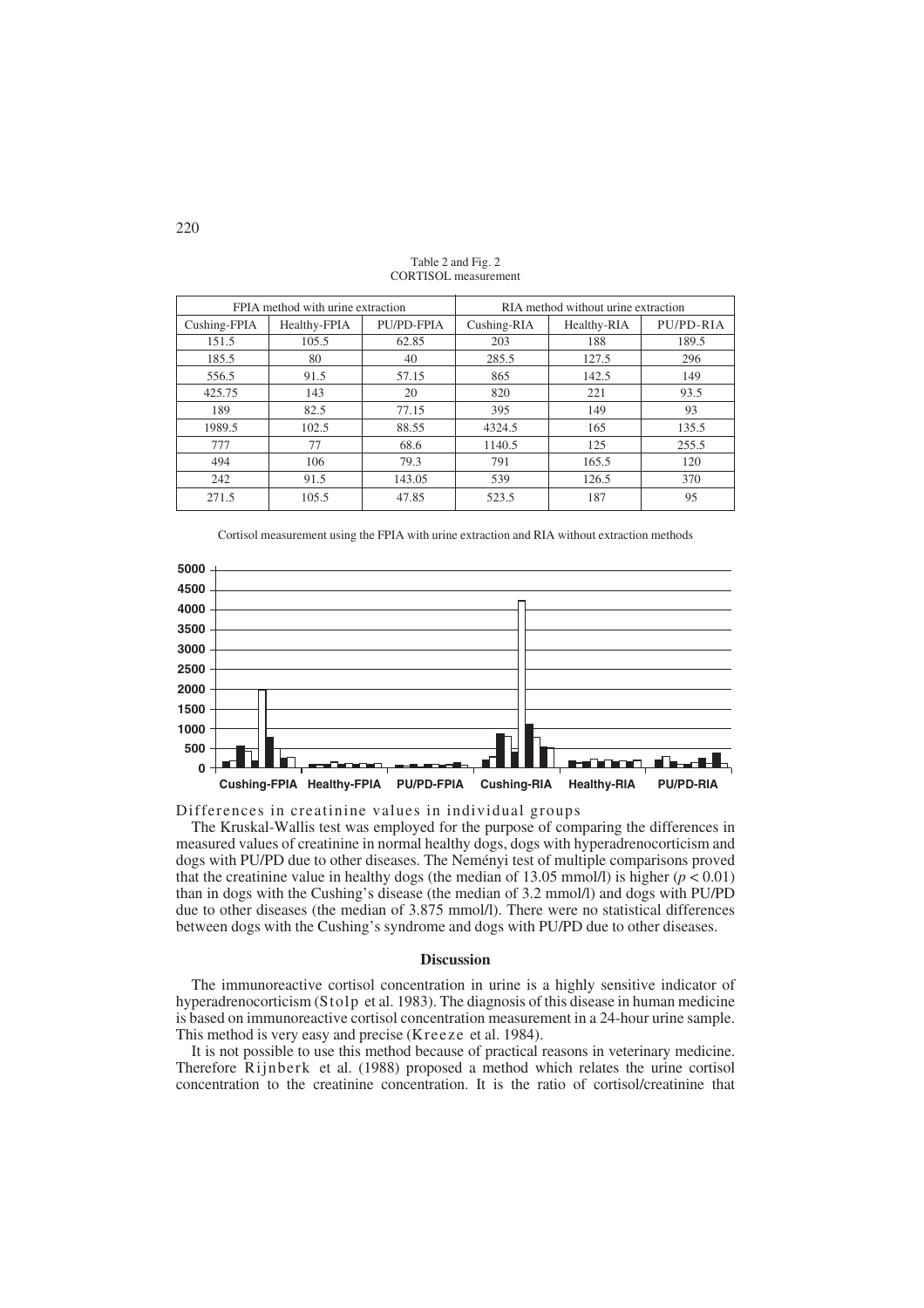Table 2 and Fig. 2
CORTISOL measurement

| FPIA method with urine extraction | | | RIA method without urine extraction | | |
|---|---|---|---|---|---|
| Cushing-FPIA | Healthy-FPIA | PU/PD-FPIA | Cushing-RIA | Healthy-RIA | PU/PD-RIA |
| 151.5 | 105.5 | 62.85 | 203 | 188 | 189.5 |
| 185.5 | 80 | 40 | 285.5 | 127.5 | 296 |
| 556.5 | 91.5 | 57.15 | 865 | 142.5 | 149 |
| 425.75 | 143 | 20 | 820 | 221 | 93.5 |
| 189 | 82.5 | 77.15 | 395 | 149 | 93 |
| 1989.5 | 102.5 | 88.55 | 4324.5 | 165 | 135.5 |
| 777 | 77 | 68.6 | 1140.5 | 125 | 255.5 |
| 494 | 106 | 79.3 | 791 | 165.5 | 120 |
| 242 | 91.5 | 143.05 | 539 | 126.5 | 370 |
| 271.5 | 105.5 | 47.85 | 523.5 | 187 | 95 |

Cortisol measurement using the FPIA with urine extraction and RIA without extraction methods

Differences in creatinine values in individual groups

The Kruskal-Wallis test was employed for the purpose of comparing the differences in measured values of creatinine in normal healthy dogs, dogs with hyperadrenocorticism and dogs with PU/PD due to other diseases. The Neményi test of multiple comparisons proved that the creatinine value in healthy dogs (the median of 13.05 mmol/l) is higher ($p < 0.01$) than in dogs with the Cushing's disease (the median of 3.2 mmol/l) and dogs with PU/PD due to other diseases (the median of 3.875 mmol/l). There were no statistical differences between dogs with the Cushing's syndrome and dogs with PU/PD due to other diseases.

## Discussion

The immunoreactive cortisol concentration in urine is a highly sensitive indicator of hyperadrenocorticism (Stolp et al. 1983). The diagnosis of this disease in human medicine is based on immunoreactive cortisol concentration measurement in a 24-hour urine sample. This method is very easy and precise (Kreeze et al. 1984).

It is not possible to use this method because of practical reasons in veterinary medicine. Therefore Rijnberk et al. (1988) proposed a method which relates the urine cortisol concentration to the creatinine concentration. It is the ratio of cortisol/creatinine that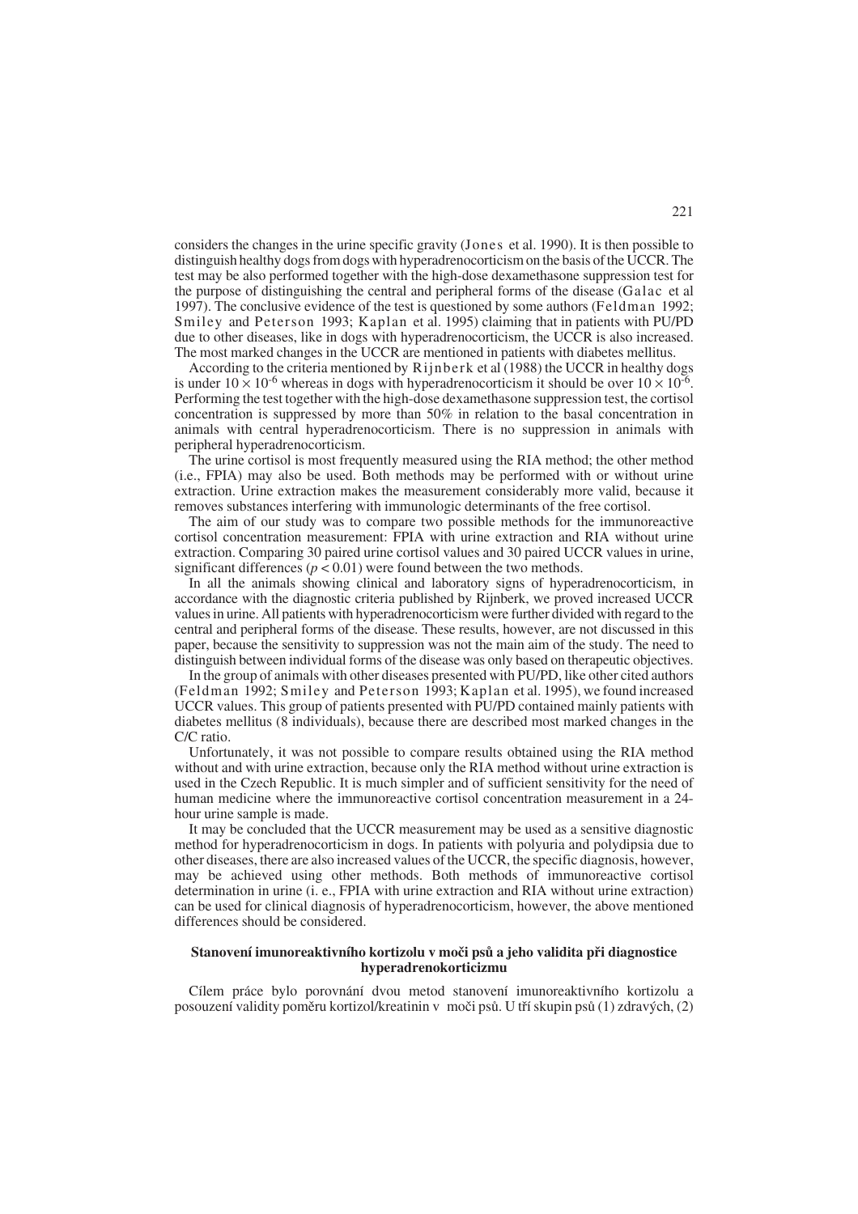considers the changes in the urine specific gravity (Jones et al. 1990). It is then possible to distinguish healthy dogs from dogs with hyperadrenocorticism on the basis of the UCCR. The test may be also performed together with the high-dose dexamethasone suppression test for the purpose of distinguishing the central and peripheral forms of the disease (Galac et al 1997). The conclusive evidence of the test is questioned by some authors (Feldman 1992; Smiley and Peterson 1993; Kaplan et al. 1995) claiming that in patients with PU/PD due to other diseases, like in dogs with hyperadrenocorticism, the UCCR is also increased. The most marked changes in the UCCR are mentioned in patients with diabetes mellitus.

According to the criteria mentioned by Rijnberk et al (1988) the UCCR in healthy dogs is under $10 \times 10^{-6}$ whereas in dogs with hyperadrenocorticism it should be over $10 \times 10^{-6}$. Performing the test together with the high-dose dexamethasone suppression test, the cortisol concentration is suppressed by more than 50% in relation to the basal concentration in animals with central hyperadrenocorticism. There is no suppression in animals with peripheral hyperadrenocorticism.

The urine cortisol is most frequently measured using the RIA method; the other method (i.e., FPIA) may also be used. Both methods may be performed with or without urine extraction. Urine extraction makes the measurement considerably more valid, because it removes substances interfering with immunologic determinants of the free cortisol.

The aim of our study was to compare two possible methods for the immunoreactive cortisol concentration measurement: FPIA with urine extraction and RIA without urine extraction. Comparing 30 paired urine cortisol values and 30 paired UCCR values in urine, significant differences ($p < 0.01$) were found between the two methods.

In all the animals showing clinical and laboratory signs of hyperadrenocorticism, in accordance with the diagnostic criteria published by Rijnberk, we proved increased UCCR values in urine. All patients with hyperadrenocorticism were further divided with regard to the central and peripheral forms of the disease. These results, however, are not discussed in this paper, because the sensitivity to suppression was not the main aim of the study. The need to distinguish between individual forms of the disease was only based on therapeutic objectives.

In the group of animals with other diseases presented with PU/PD, like other cited authors (Feldman 1992; Smiley and Peterson 1993; Kaplan et al. 1995), we found increased UCCR values. This group of patients presented with PU/PD contained mainly patients with diabetes mellitus (8 individuals), because there are described most marked changes in the C/C ratio.

Unfortunately, it was not possible to compare results obtained using the RIA method without and with urine extraction, because only the RIA method without urine extraction is used in the Czech Republic. It is much simpler and of sufficient sensitivity for the need of human medicine where the immunoreactive cortisol concentration measurement in a 24-hour urine sample is made.

It may be concluded that the UCCR measurement may be used as a sensitive diagnostic method for hyperadrenocorticism in dogs. In patients with polyuria and polydipsia due to other diseases, there are also increased values of the UCCR, the specific diagnosis, however, may be achieved using other methods. Both methods of immunoreactive cortisol determination in urine (i. e., FPIA with urine extraction and RIA without urine extraction) can be used for clinical diagnosis of hyperadrenocorticism, however, the above mentioned differences should be considered.

### Stanovení imunoreaktivního kortizolu v moči psů a jeho validita při diagnostice hyperadrenokorticizmu

Cílem práce bylo porovnání dvou metod stanovení imunoreaktivního kortizolu a posouzení validity poměru kortizol/kreatinin v moči psů. U tří skupin psů (1) zdravých, (2)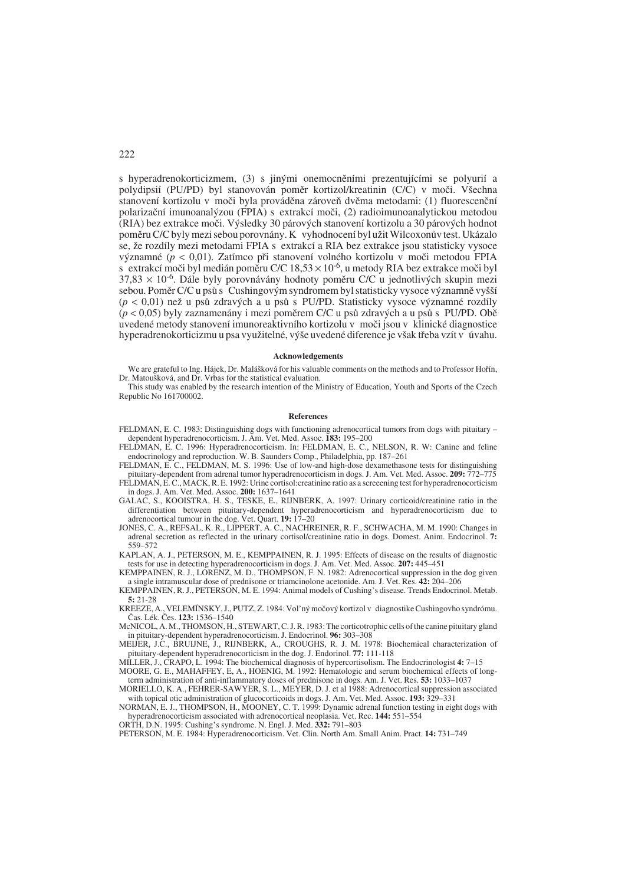s hyperadrenokorticizmem, (3) s jinými onemocněními prezentujícími se polyurií a polydipsií (PU/PD) byl stanovován poměr kortizol/kreatinin (C/C) v moči. Všechna stanovení kortizolu v moči byla prováděna zároveň dvěma metodami: (1) fluorescenční polarizační imunoanalýzou (FPIA) s extrakcí moči, (2) radioimunoanalytickou metodou (RIA) bez extrakce moči. Výsledky 30 párových stanovení kortizolu a 30 párových hodnot poměru C/C byly mezi sebou porovnány. K vyhodnocení byl užit Wilcoxonův test. Ukázalo se, že rozdíly mezi metodami FPIA s extrakcí a RIA bez extrakce jsou statisticky vysoce významné ($p < 0,01$). Zatímco při stanovení volného kortizolu v moči metodou FPIA s extrakcí moči byl medián poměru C/C $18,53 \times 10^{-6}$, u metody RIA bez extrakce moči byl $37,83 \times 10^{-6}$. Dále byly porovnávány hodnoty poměru C/C u jednotlivých skupin mezi sebou. Poměr C/C u psů s Cushingovým syndromem byl statisticky vysoce významně vyšší ($p < 0,01$) než u psů zdravých a u psů s PU/PD. Statisticky vysoce významné rozdíly ($p < 0,05$) byly zaznamenány i mezi poměrem C/C u psů zdravých a u psů s PU/PD. Obě uvedené metody stanovení imunoreaktivního kortizolu v moči jsou v klinické diagnostice hyperadrenokorticizmu u psa využitelné, výše uvedené diference je však třeba vzít v úvahu.

#### Acknowledgements

We are grateful to Ing. Hájek, Dr. Malášková for his valuable comments on the methods and to Professor Hořín, Dr. Matoušková, and Dr. Vrbas for the statistical evaluation.

This study was enabled by the research intention of the Ministry of Education, Youth and Sports of the Czech Republic No 161700002.

#### References

FELDMAN, E. C. 1983: Distinguishing dogs with functioning adrenocortical tumors from dogs with pituitary – dependent hyperadrenocorticism. J. Am. Vet. Med. Assoc. **183:** 195–200

FELDMAN, E. C. 1996: Hyperadrenocorticism. In: FELDMAN, E. C., NELSON, R. W: Canine and feline endocrinology and reproduction. W. B. Saunders Comp., Philadelphia, pp. 187–261

FELDMAN, E. C., FELDMAN, M. S. 1996: Use of low-and high-dose dexamethasone tests for distinguishing pituitary-dependent from adrenal tumor hyperadrenocorticism in dogs. J. Am. Vet. Med. Assoc. **209:** 772–775

FELDMAN, E. C., MACK, R. E. 1992: Urine cortisol:creatinine ratio as a screeening test for hyperadrenocorticism in dogs. J. Am. Vet. Med. Assoc. **200:** 1637–1641

GALAC, S., KOOISTRA, H. S., TESKE, E., RIJNBERK, A. 1997: Urinary corticoid/creatinine ratio in the differentiation between pituitary-dependent hyperadrenocorticism and hyperadrenocorticism due to adrenocortical tumour in the dog. Vet. Quart. **19:** 17–20

JONES, C. A., REFSAL, K. R., LIPPERT, A. C., NACHREINER, R. F., SCHWACHA, M. M. 1990: Changes in adrenal secretion as reflected in the urinary cortisol/creatinine ratio in dogs. Domest. Anim. Endocrinol. **7:** 559–572

KAPLAN, A. J., PETERSON, M. E., KEMPPAINEN, R. J. 1995: Effects of disease on the results of diagnostic tests for use in detecting hyperadrenocorticism in dogs. J. Am. Vet. Med. Assoc. **207:** 445–451

KEMPPAINEN, R. J., LORENZ, M. D., THOMPSON, F. N. 1982: Adrenocortical suppression in the dog given a single intramuscular dose of prednisone or triamcinolone acetonide. Am. J. Vet. Res. **42:** 204–206

KEMPPAINEN, R. J., PETERSON, M. E. 1994: Animal models of Cushing's disease. Trends Endocrinol. Metab. **5:** 21-28

KREEZE, A., VELEMÍNSKY, J., PUTZ, Z. 1984: Vol'ný močový kortizol v diagnostike Cushingovho syndrómu. Čas. Lék. Čes. **123:** 1536–1540

McNICOL, A. M., THOMSON, H., STEWART, C. J. R. 1983: The corticotrophic cells of the canine pituitary gland in pituitary-dependent hyperadrenocorticism. J. Endocrinol. **96:** 303–308

MEIJER, J.C., BRUIJNE, J., RIJNBERK, A., CROUGHS, R. J. M. 1978: Biochemical characterization of pituitary-dependent hyperadrenocorticism in the dog. J. Endorinol. **77:** 111-118

MILLER, J., CRAPO, L. 1994: The biochemical diagnosis of hypercortisolism. The Endocrinologist **4:** 7–15

MOORE, G. E., MAHAFFEY, E, A., HOENIG, M. 1992: Hematologic and serum biochemical effects of long-term administration of anti-inflammatory doses of prednisone in dogs. Am. J. Vet. Res. **53:** 1033–1037

MORIELLO, K. A., FEHRER-SAWYER, S. L., MEYER, D. J. et al 1988: Adrenocortical suppression associated with topical otic administration of glucocorticoids in dogs. J. Am. Vet. Med. Assoc. **193:** 329–331

NORMAN, E. J., THOMPSON, H., MOONEY, C. T. 1999: Dynamic adrenal function testing in eight dogs with hyperadrenocorticism associated with adrenocortical neoplasia. Vet. Rec. **144:** 551–554

ORTH, D.N. 1995: Cushing's syndrome. N. Engl. J. Med. **332:** 791–803

PETERSON, M. E. 1984: Hyperadrenocorticism. Vet. Clin. North Am. Small Anim. Pract. **14:** 731–749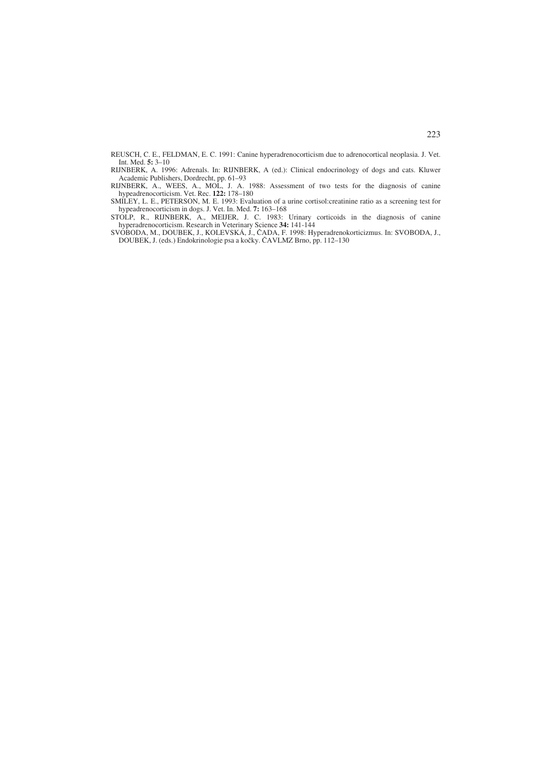REUSCH, C. E., FELDMAN, E. C. 1991: Canine hyperadrenocorticism due to adrenocortical neoplasia. J. Vet. Int. Med. **5:** 3–10

RIJNBERK, A. 1996: Adrenals. In: RIJNBERK, A (ed.): Clinical endocrinology of dogs and cats. Kluwer Academic Publishers, Dordrecht, pp. 61–93

RIJNBERK, A., WEES, A., MOL, J. A. 1988: Assessment of two tests for the diagnosis of canine hypeadrenocorticism. Vet. Rec. **122:** 178–180

SMILEY, L. E., PETERSON, M. E. 1993: Evaluation of a urine cortisol:creatinine ratio as a screening test for hypeadrenocorticism in dogs. J. Vet. In. Med. **7:** 163–168

STOLP, R., RIJNBERK, A., MEIJER, J. C. 1983: Urinary corticoids in the diagnosis of canine hyperadrenocorticism. Research in Veterinary Science **34:** 141-144

SVOBODA, M., DOUBEK, J., KOLEVSKÁ, J., ČADA, F. 1998: Hyperadrenokorticizmus. In: SVOBODA, J., DOUBEK, J. (eds.) Endokrinologie psa a kočky. ČAVLMZ Brno, pp. 112–130